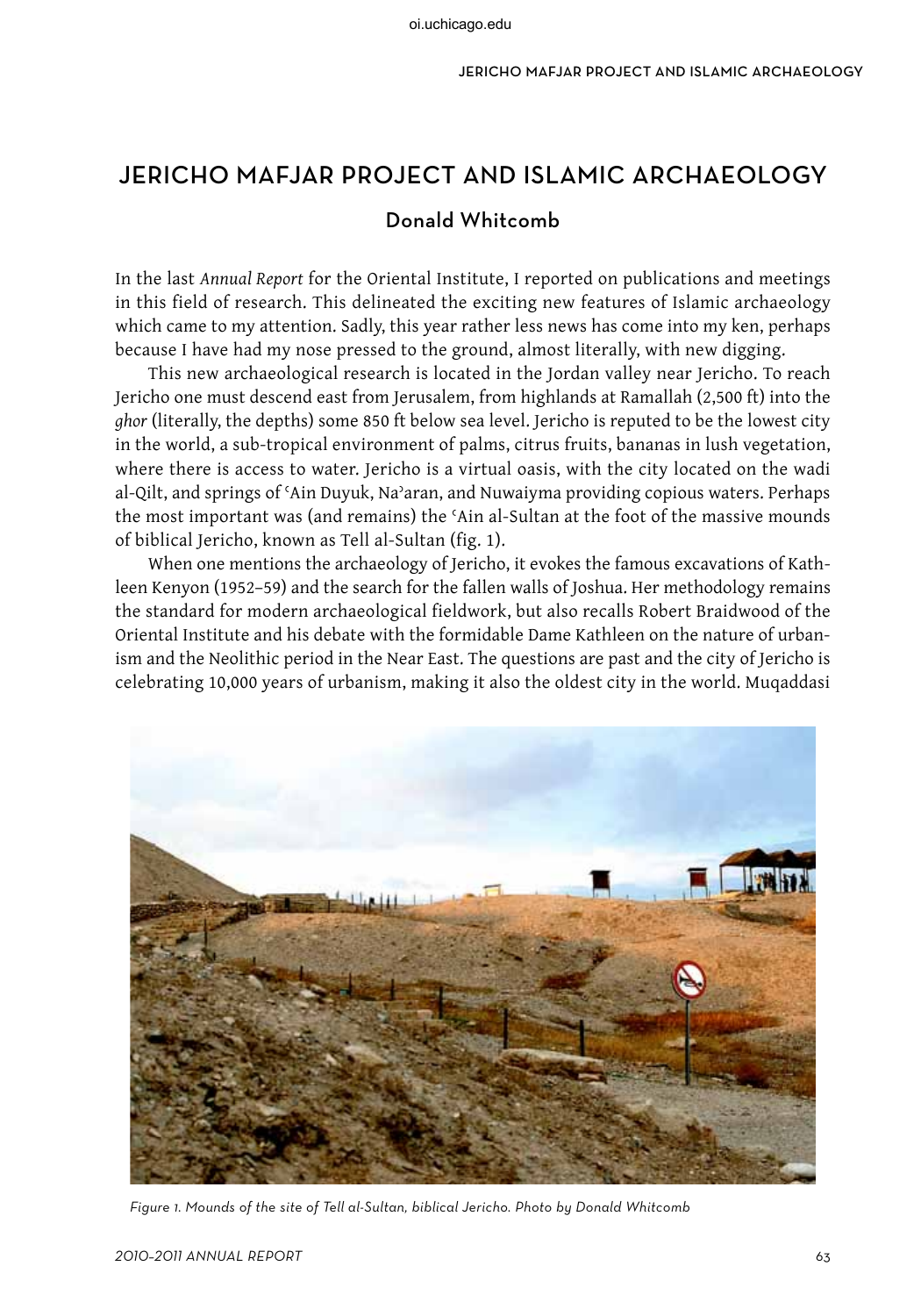# JERICHO MAFJAR PROJECT AND ISLAMIC ARCHAEOLOGY

### Donald Whitcomb

In the last *Annual Report* for the Oriental Institute, I reported on publications and meetings in this field of research. This delineated the exciting new features of Islamic archaeology which came to my attention. Sadly, this year rather less news has come into my ken, perhaps because I have had my nose pressed to the ground, almost literally, with new digging.

This new archaeological research is located in the Jordan valley near Jericho. To reach Jericho one must descend east from Jerusalem, from highlands at Ramallah (2,500 ft) into the *ghor* (literally, the depths) some 850 ft below sea level. Jericho is reputed to be the lowest city in the world, a sub-tropical environment of palms, citrus fruits, bananas in lush vegetation, where there is access to water. Jericho is a virtual oasis, with the city located on the wadi al-Qilt, and springs of ʿAin Duyuk, Naʾaran, and Nuwaiyma providing copious waters. Perhaps the most important was (and remains) the ʿAin al-Sultan at the foot of the massive mounds of biblical Jericho, known as Tell al-Sultan (fig. 1).

When one mentions the archaeology of Jericho, it evokes the famous excavations of Kathleen Kenyon (1952–59) and the search for the fallen walls of Joshua. Her methodology remains the standard for modern archaeological fieldwork, but also recalls Robert Braidwood of the Oriental Institute and his debate with the formidable Dame Kathleen on the nature of urbanism and the Neolithic period in the Near East. The questions are past and the city of Jericho is celebrating 10,000 years of urbanism, making it also the oldest city in the world. Muqaddasi

*Figure 1. Mounds of the site of Tell al-Sultan, biblical Jericho. Photo by Donald Whitcomb*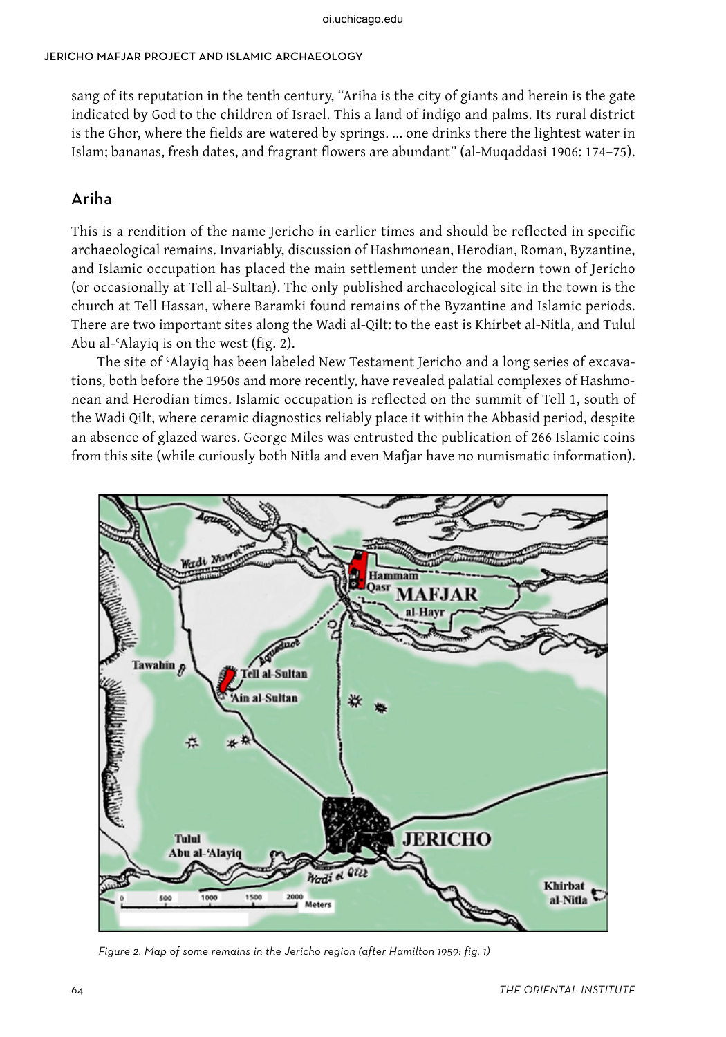sang of its reputation in the tenth century, "Ariha is the city of giants and herein is the gate indicated by God to the children of Israel. This a land of indigo and palms. Its rural district is the Ghor, where the fields are watered by springs. ... one drinks there the lightest water in Islam; bananas, fresh dates, and fragrant flowers are abundant" (al-Muqaddasi 1906: 174–75).

## Ariha

This is a rendition of the name Jericho in earlier times and should be reflected in specific archaeological remains. Invariably, discussion of Hashmonean, Herodian, Roman, Byzantine, and Islamic occupation has placed the main settlement under the modern town of Jericho (or occasionally at Tell al-Sultan). The only published archaeological site in the town is the church at Tell Hassan, where Baramki found remains of the Byzantine and Islamic periods. There are two important sites along the Wadi al-Qilt: to the east is Khirbet al-Nitla, and Tulul Abu al-ʿAlayiq is on the west (fig. 2).

The site of ʿAlayiq has been labeled New Testament Jericho and a long series of excavations, both before the 1950s and more recently, have revealed palatial complexes of Hashmonean and Herodian times. Islamic occupation is reflected on the summit of Tell 1, south of the Wadi Qilt, where ceramic diagnostics reliably place it within the Abbasid period, despite an absence of glazed wares. George Miles was entrusted the publication of 266 Islamic coins from this site (while curiously both Nitla and even Mafjar have no numismatic information).

*Figure 2. Map of some remains in the Jericho region (after Hamilton 1959: fig. 1)*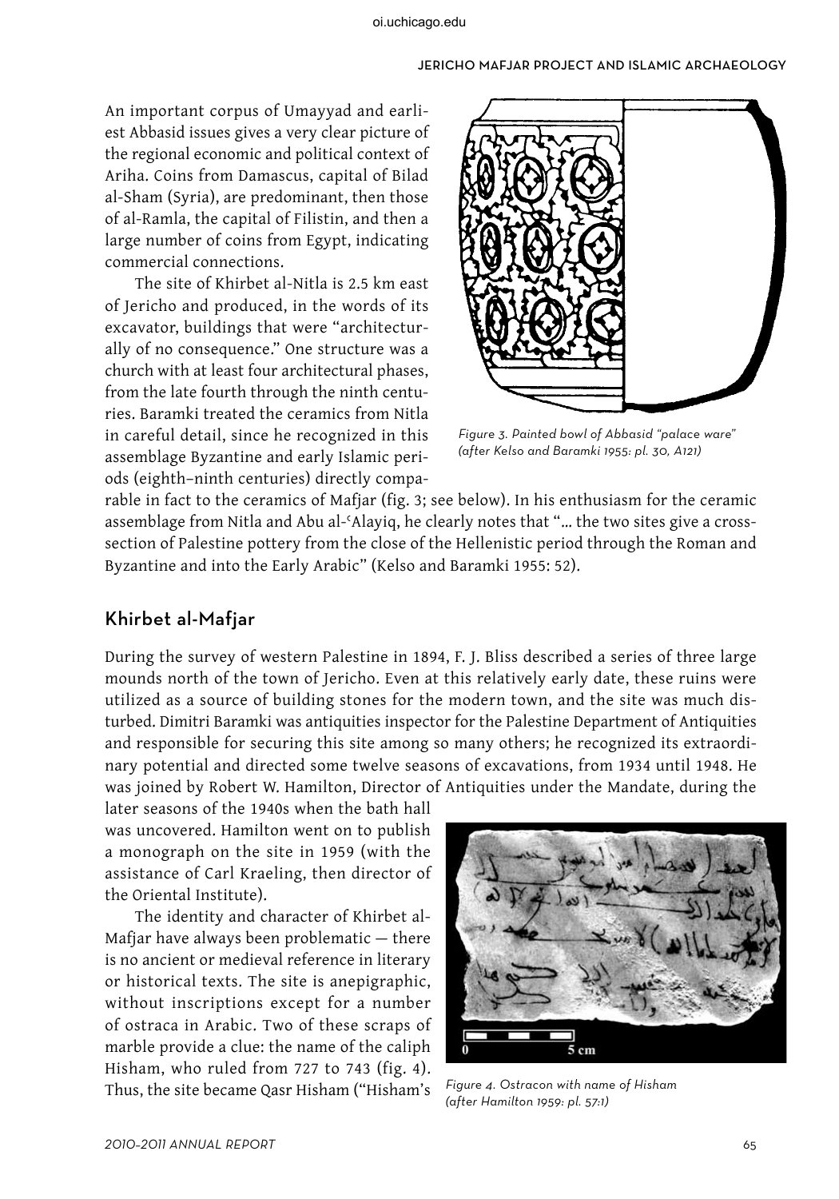An important corpus of Umayyad and earliest Abbasid issues gives a very clear picture of the regional economic and political context of Ariha. Coins from Damascus, capital of Bilad al-Sham (Syria), are predominant, then those of al-Ramla, the capital of Filistin, and then a large number of coins from Egypt, indicating commercial connections.

The site of Khirbet al-Nitla is 2.5 km east of Jericho and produced, in the words of its excavator, buildings that were "architecturally of no consequence." One structure was a church with at least four architectural phases, from the late fourth through the ninth centuries. Baramki treated the ceramics from Nitla in careful detail, since he recognized in this assemblage Byzantine and early Islamic periods (eighth–ninth centuries) directly comparable in fact to the ceramics of Mafjar (fig. 3; see below). In his enthusiasm for the ceramic assemblage from Nitla and Abu al-ʿAlayiq, he clearly notes that "… the two sites give a cross-section of Palestine pottery from the close of the Hellenistic period through the Roman and Byzantine and into the Early Arabic" (Kelso and Baramki 1955: 52).

*Figure 3. Painted bowl of Abbasid "palace ware" (after Kelso and Baramki 1955: pl. 30, A121)*

## Khirbet al-Mafjar

During the survey of western Palestine in 1894, F. J. Bliss described a series of three large mounds north of the town of Jericho. Even at this relatively early date, these ruins were utilized as a source of building stones for the modern town, and the site was much disturbed. Dimitri Baramki was antiquities inspector for the Palestine Department of Antiquities and responsible for securing this site among so many others; he recognized its extraordinary potential and directed some twelve seasons of excavations, from 1934 until 1948. He was joined by Robert W. Hamilton, Director of Antiquities under the Mandate, during the later seasons of the 1940s when the bath hall was uncovered. Hamilton went on to publish a monograph on the site in 1959 (with the assistance of Carl Kraeling, then director of the Oriental Institute).

The identity and character of Khirbet al-Mafjar have always been problematic — there is no ancient or medieval reference in literary or historical texts. The site is anepigraphic, without inscriptions except for a number of ostraca in Arabic. Two of these scraps of marble provide a clue: the name of the caliph Hisham, who ruled from 727 to 743 (fig. 4). Thus, the site became Qasr Hisham ("Hisham's

*Figure 4. Ostracon with name of Hisham (after Hamilton 1959: pl. 57:1)*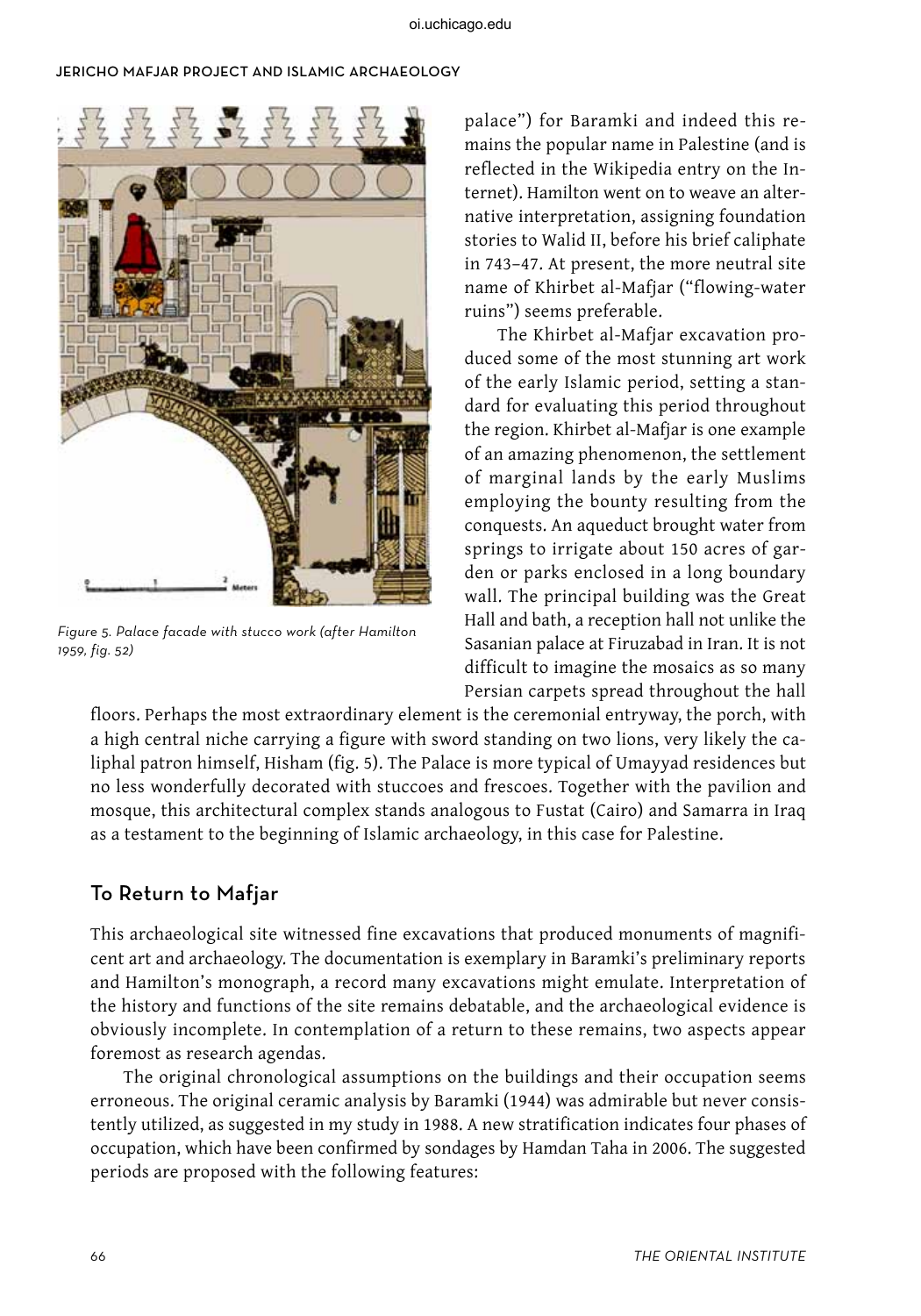Figure 5. Palace facade with stucco work (after Hamilton 1959, fig. 52)

palace") for Baramki and indeed this remains the popular name in Palestine (and is reflected in the Wikipedia entry on the Internet). Hamilton went on to weave an alternative interpretation, assigning foundation stories to Walid II, before his brief caliphate in 743–47. At present, the more neutral site name of Khirbet al-Mafjar ("flowing-water ruins") seems preferable.

The Khirbet al-Mafjar excavation produced some of the most stunning art work of the early Islamic period, setting a standard for evaluating this period throughout the region. Khirbet al-Mafjar is one example of an amazing phenomenon, the settlement of marginal lands by the early Muslims employing the bounty resulting from the conquests. An aqueduct brought water from springs to irrigate about 150 acres of garden or parks enclosed in a long boundary wall. The principal building was the Great Hall and bath, a reception hall not unlike the Sasanian palace at Firuzabad in Iran. It is not difficult to imagine the mosaics as so many Persian carpets spread throughout the hall floors. Perhaps the most extraordinary element is the ceremonial entryway, the porch, with a high central niche carrying a figure with sword standing on two lions, very likely the caliphal patron himself, Hisham (fig. 5). The Palace is more typical of Umayyad residences but no less wonderfully decorated with stuccoes and frescoes. Together with the pavilion and mosque, this architectural complex stands analogous to Fustat (Cairo) and Samarra in Iraq as a testament to the beginning of Islamic archaeology, in this case for Palestine.

## To Return to Mafjar

This archaeological site witnessed fine excavations that produced monuments of magnificent art and archaeology. The documentation is exemplary in Baramki's preliminary reports and Hamilton's monograph, a record many excavations might emulate. Interpretation of the history and functions of the site remains debatable, and the archaeological evidence is obviously incomplete. In contemplation of a return to these remains, two aspects appear foremost as research agendas.

The original chronological assumptions on the buildings and their occupation seems erroneous. The original ceramic analysis by Baramki (1944) was admirable but never consistently utilized, as suggested in my study in 1988. A new stratification indicates four phases of occupation, which have been confirmed by sondages by Hamdan Taha in 2006. The suggested periods are proposed with the following features: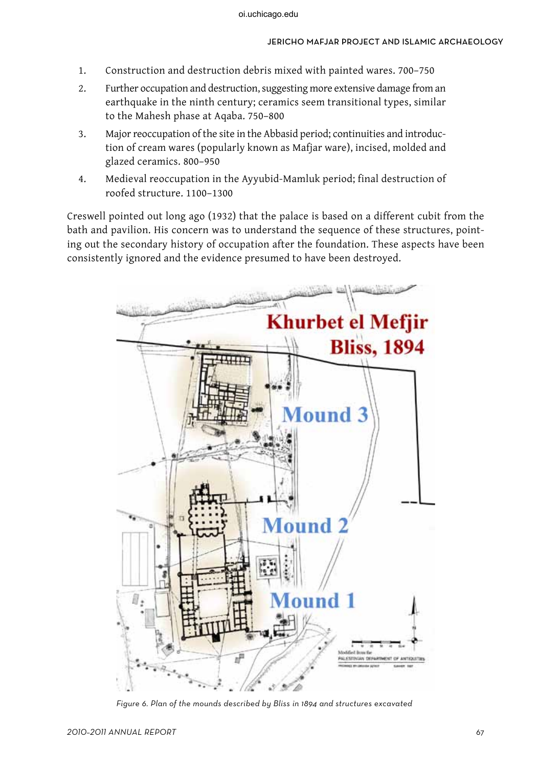1. Construction and destruction debris mixed with painted wares. 700–750
2. Further occupation and destruction, suggesting more extensive damage from an earthquake in the ninth century; ceramics seem transitional types, similar to the Mahesh phase at Aqaba. 750–800
3. Major reoccupation of the site in the Abbasid period; continuities and introduction of cream wares (popularly known as Mafjar ware), incised, molded and glazed ceramics. 800–950
4. Medieval reoccupation in the Ayyubid-Mamluk period; final destruction of roofed structure. 1100–1300

Creswell pointed out long ago (1932) that the palace is based on a different cubit from the bath and pavilion. His concern was to understand the sequence of these structures, pointing out the secondary history of occupation after the foundation. These aspects have been consistently ignored and the evidence presumed to have been destroyed.

*Figure 6. Plan of the mounds described by Bliss in 1894 and structures excavated*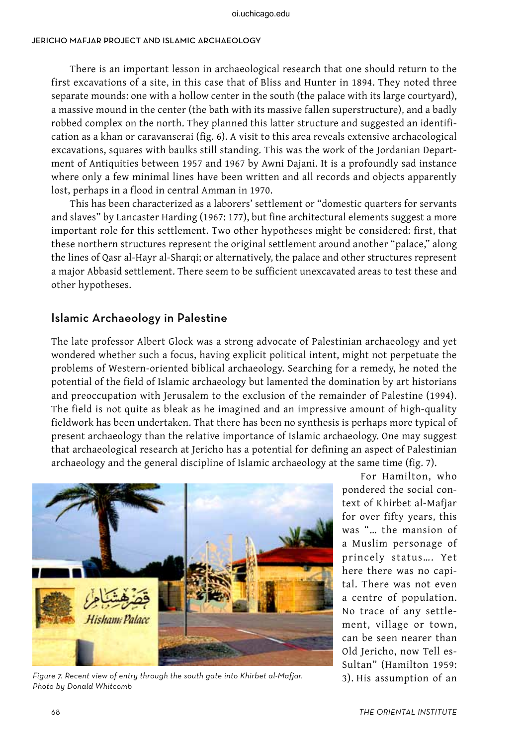There is an important lesson in archaeological research that one should return to the first excavations of a site, in this case that of Bliss and Hunter in 1894. They noted three separate mounds: one with a hollow center in the south (the palace with its large courtyard), a massive mound in the center (the bath with its massive fallen superstructure), and a badly robbed complex on the north. They planned this latter structure and suggested an identification as a khan or caravanserai (fig. 6). A visit to this area reveals extensive archaeological excavations, squares with baulks still standing. This was the work of the Jordanian Department of Antiquities between 1957 and 1967 by Awni Dajani. It is a profoundly sad instance where only a few minimal lines have been written and all records and objects apparently lost, perhaps in a flood in central Amman in 1970.

This has been characterized as a laborers' settlement or "domestic quarters for servants and slaves" by Lancaster Harding (1967: 177), but fine architectural elements suggest a more important role for this settlement. Two other hypotheses might be considered: first, that these northern structures represent the original settlement around another "palace," along the lines of Qasr al-Hayr al-Sharqi; or alternatively, the palace and other structures represent a major Abbasid settlement. There seem to be sufficient unexcavated areas to test these and other hypotheses.

## Islamic Archaeology in Palestine

The late professor Albert Glock was a strong advocate of Palestinian archaeology and yet wondered whether such a focus, having explicit political intent, might not perpetuate the problems of Western-oriented biblical archaeology. Searching for a remedy, he noted the potential of the field of Islamic archaeology but lamented the domination by art historians and preoccupation with Jerusalem to the exclusion of the remainder of Palestine (1994). The field is not quite as bleak as he imagined and an impressive amount of high-quality fieldwork has been undertaken. That there has been no synthesis is perhaps more typical of present archaeology than the relative importance of Islamic archaeology. One may suggest that archaeological research at Jericho has a potential for defining an aspect of Palestinian archaeology and the general discipline of Islamic archaeology at the same time (fig. 7).

*Figure 7. Recent view of entry through the south gate into Khirbet al-Mafjar. Photo by Donald Whitcomb*

For Hamilton, who pondered the social context of Khirbet al-Mafjar for over fifty years, this was "... the mansion of a Muslim personage of princely status.... Yet here there was no capital. There was not even a centre of population. No trace of any settlement, village or town, can be seen nearer than Old Jericho, now Tell es-Sultan" (Hamilton 1959: 3). His assumption of an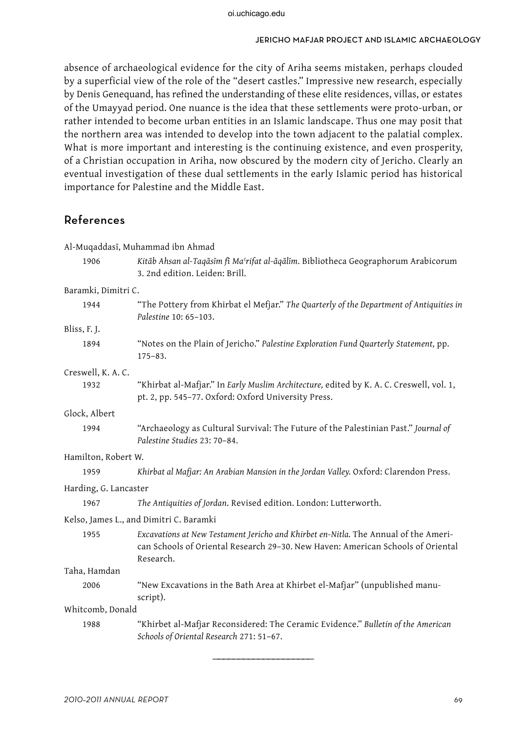absence of archaeological evidence for the city of Ariha seems mistaken, perhaps clouded by a superficial view of the role of the "desert castles." Impressive new research, especially by Denis Genequand, has refined the understanding of these elite residences, villas, or estates of the Umayyad period. One nuance is the idea that these settlements were proto-urban, or rather intended to become urban entities in an Islamic landscape. Thus one may posit that the northern area was intended to develop into the town adjacent to the palatial complex. What is more important and interesting is the continuing existence, and even prosperity, of a Christian occupation in Ariha, now obscured by the modern city of Jericho. Clearly an eventual investigation of these dual settlements in the early Islamic period has historical importance for Palestine and the Middle East.

## References

Al-Muqaddasī, Muhammad ibn Ahmad

1906 *Kitāb Ahsan al-Taqāsīm fī Maʿrifat al-āqālīm*. Bibliotheca Geographorum Arabicorum 3. 2nd edition. Leiden: Brill.

Baramki, Dimitri C.

1944 "The Pottery from Khirbat el Mefjar." *The Quarterly of the Department of Antiquities in Palestine* 10: 65–103.

Bliss, F. J.

1894 "Notes on the Plain of Jericho." *Palestine Exploration Fund Quarterly Statement,* pp. 175–83.

Creswell, K. A. C.

1932 "Khirbat al-Mafjar." In *Early Muslim Architecture,* edited by K. A. C. Creswell, vol. 1, pt. 2, pp. 545–77. Oxford: Oxford University Press.

Glock, Albert

1994 "Archaeology as Cultural Survival: The Future of the Palestinian Past." *Journal of Palestine Studies* 23: 70–84.

Hamilton, Robert W.

1959 *Khirbat al Mafjar: An Arabian Mansion in the Jordan Valley.* Oxford: Clarendon Press.

Harding, G. Lancaster

1967 *The Antiquities of Jordan*. Revised edition. London: Lutterworth.

Kelso, James L., and Dimitri C. Baramki

1955 *Excavations at New Testament Jericho and Khirbet en-Nitla.* The Annual of the American Schools of Oriental Research 29–30. New Haven: American Schools of Oriental Research.

Taha, Hamdan

2006 "New Excavations in the Bath Area at Khirbet el-Mafjar" (unpublished manuscript).

Whitcomb, Donald

1988 "Khirbet al-Mafjar Reconsidered: The Ceramic Evidence." *Bulletin of the American Schools of Oriental Research* 271: 51–67.